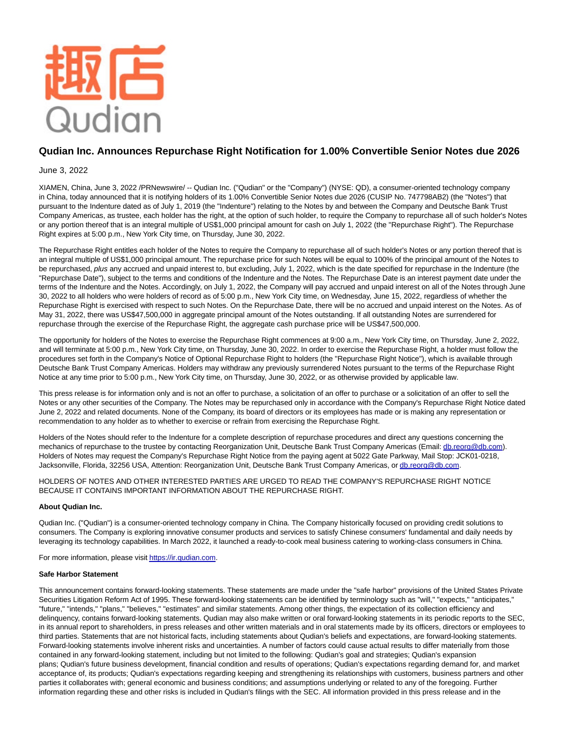# Qudian Inc. Announces Repurchase Right Notification for 1.00% Convertible Senior Notes due 2026

June 3, 2022

XIAMEN, China, June 3, 2022 /PRNewswire/ -- Qudian Inc. ("Qudian" or the "Company") (NYSE: QD), a consumer-oriented technology company in China, today announced that it is notifying holders of its 1.00% Convertible Senior Notes due 2026 (CUSIP No. 747798AB2) (the "Notes") that pursuant to the Indenture dated as of July 1, 2019 (the "Indenture") relating to the Notes by and between the Company and Deutsche Bank Trust Company Americas, as trustee, each holder has the right, at the option of such holder, to require the Company to repurchase all of such holder's Notes or any portion thereof that is an integral multiple of US$1,000 principal amount for cash on July 1, 2022 (the "Repurchase Right"). The Repurchase Right expires at 5:00 p.m., New York City time, on Thursday, June 30, 2022.

The Repurchase Right entitles each holder of the Notes to require the Company to repurchase all of such holder's Notes or any portion thereof that is an integral multiple of US$1,000 principal amount. The repurchase price for such Notes will be equal to 100% of the principal amount of the Notes to be repurchased, *plus* any accrued and unpaid interest to, but excluding, July 1, 2022, which is the date specified for repurchase in the Indenture (the "Repurchase Date"), subject to the terms and conditions of the Indenture and the Notes. The Repurchase Date is an interest payment date under the terms of the Indenture and the Notes. Accordingly, on July 1, 2022, the Company will pay accrued and unpaid interest on all of the Notes through June 30, 2022 to all holders who were holders of record as of 5:00 p.m., New York City time, on Wednesday, June 15, 2022, regardless of whether the Repurchase Right is exercised with respect to such Notes. On the Repurchase Date, there will be no accrued and unpaid interest on the Notes. As of May 31, 2022, there was US$47,500,000 in aggregate principal amount of the Notes outstanding. If all outstanding Notes are surrendered for repurchase through the exercise of the Repurchase Right, the aggregate cash purchase price will be US$47,500,000.

The opportunity for holders of the Notes to exercise the Repurchase Right commences at 9:00 a.m., New York City time, on Thursday, June 2, 2022, and will terminate at 5:00 p.m., New York City time, on Thursday, June 30, 2022. In order to exercise the Repurchase Right, a holder must follow the procedures set forth in the Company's Notice of Optional Repurchase Right to holders (the "Repurchase Right Notice"), which is available through Deutsche Bank Trust Company Americas. Holders may withdraw any previously surrendered Notes pursuant to the terms of the Repurchase Right Notice at any time prior to 5:00 p.m., New York City time, on Thursday, June 30, 2022, or as otherwise provided by applicable law.

This press release is for information only and is not an offer to purchase, a solicitation of an offer to purchase or a solicitation of an offer to sell the Notes or any other securities of the Company. The Notes may be repurchased only in accordance with the Company's Repurchase Right Notice dated June 2, 2022 and related documents. None of the Company, its board of directors or its employees has made or is making any representation or recommendation to any holder as to whether to exercise or refrain from exercising the Repurchase Right.

Holders of the Notes should refer to the Indenture for a complete description of repurchase procedures and direct any questions concerning the mechanics of repurchase to the trustee by contacting Reorganization Unit, Deutsche Bank Trust Company Americas (Email: db.reorg@db.com). Holders of Notes may request the Company's Repurchase Right Notice from the paying agent at 5022 Gate Parkway, Mail Stop: JCK01-0218, Jacksonville, Florida, 32256 USA, Attention: Reorganization Unit, Deutsche Bank Trust Company Americas, or db.reorg@db.com.

HOLDERS OF NOTES AND OTHER INTERESTED PARTIES ARE URGED TO READ THE COMPANY'S REPURCHASE RIGHT NOTICE BECAUSE IT CONTAINS IMPORTANT INFORMATION ABOUT THE REPURCHASE RIGHT.

**About Qudian Inc.**

Qudian Inc. ("Qudian") is a consumer-oriented technology company in China. The Company historically focused on providing credit solutions to consumers. The Company is exploring innovative consumer products and services to satisfy Chinese consumers' fundamental and daily needs by leveraging its technology capabilities. In March 2022, it launched a ready-to-cook meal business catering to working-class consumers in China.

For more information, please visit https://ir.qudian.com.

**Safe Harbor Statement**

This announcement contains forward-looking statements. These statements are made under the "safe harbor" provisions of the United States Private Securities Litigation Reform Act of 1995. These forward-looking statements can be identified by terminology such as "will," "expects," "anticipates," "future," "intends," "plans," "believes," "estimates" and similar statements. Among other things, the expectation of its collection efficiency and delinquency, contains forward-looking statements. Qudian may also make written or oral forward-looking statements in its periodic reports to the SEC, in its annual report to shareholders, in press releases and other written materials and in oral statements made by its officers, directors or employees to third parties. Statements that are not historical facts, including statements about Qudian's beliefs and expectations, are forward-looking statements. Forward-looking statements involve inherent risks and uncertainties. A number of factors could cause actual results to differ materially from those contained in any forward-looking statement, including but not limited to the following: Qudian's goal and strategies; Qudian's expansion plans; Qudian's future business development, financial condition and results of operations; Qudian's expectations regarding demand for, and market acceptance of, its products; Qudian's expectations regarding keeping and strengthening its relationships with customers, business partners and other parties it collaborates with; general economic and business conditions; and assumptions underlying or related to any of the foregoing. Further information regarding these and other risks is included in Qudian's filings with the SEC. All information provided in this press release and in the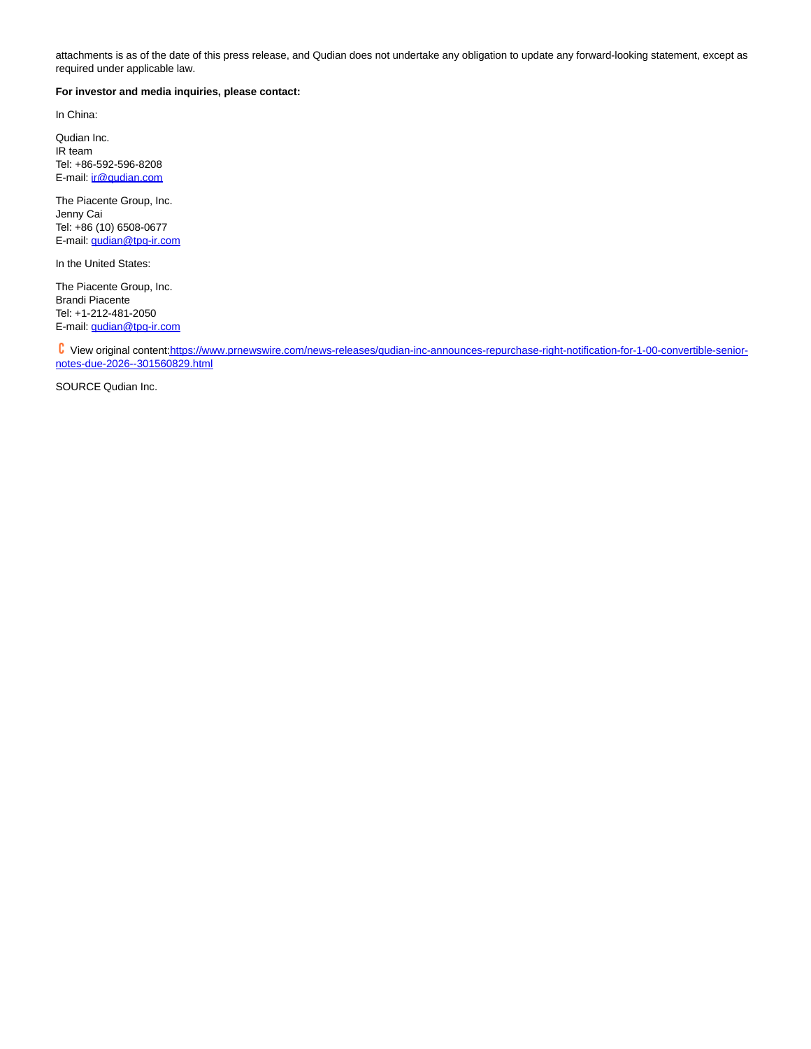attachments is as of the date of this press release, and Qudian does not undertake any obligation to update any forward-looking statement, except as required under applicable law.

**For investor and media inquiries, please contact:**

In China:

Qudian Inc.
IR team
Tel: +86-592-596-8208
E-mail: ir@qudian.com

The Piacente Group, Inc.
Jenny Cai
Tel: +86 (10) 6508-0677
E-mail: qudian@tpg-ir.com

In the United States:

The Piacente Group, Inc.
Brandi Piacente
Tel: +1-212-481-2050
E-mail: qudian@tpg-ir.com

View original content:https://www.prnewswire.com/news-releases/qudian-inc-announces-repurchase-right-notification-for-1-00-convertible-senior-notes-due-2026--301560829.html

SOURCE Qudian Inc.